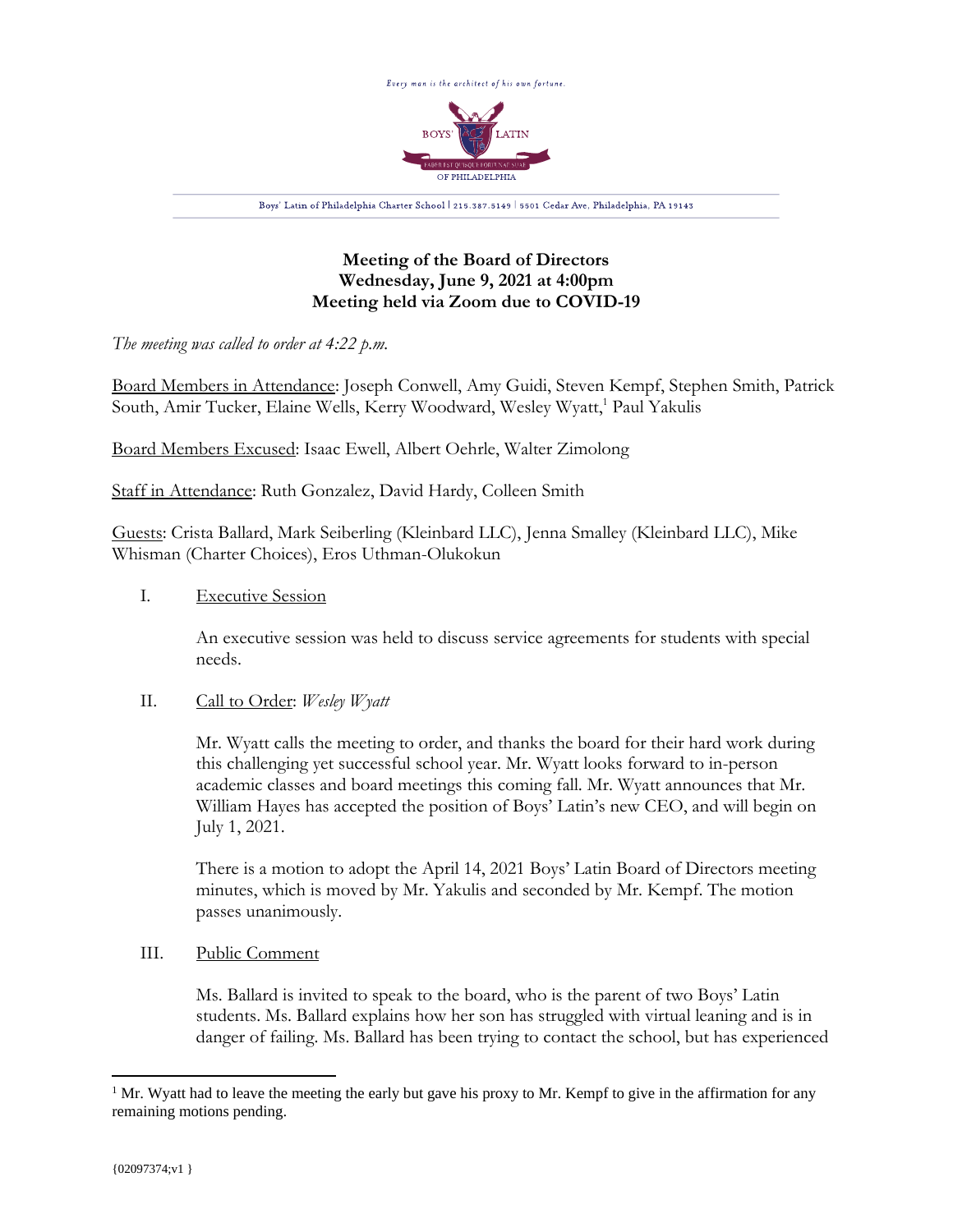Every man is the architect of his own fortune.

BOYS' LATIN

FABER EST QUISQUE FORTUNAE SUAE

OF PHILADELPHIA

Boys' Latin of Philadelphia Charter School | 215.387.5149 | 5501 Cedar Ave, Philadelphia, PA 19143

**Meeting of the Board of Directors**
**Wednesday, June 9, 2021 at 4:00pm**
**Meeting held via Zoom due to COVID-19**

*The meeting was called to order at 4:22 p.m.*

Board Members in Attendance: Joseph Conwell, Amy Guidi, Steven Kempf, Stephen Smith, Patrick South, Amir Tucker, Elaine Wells, Kerry Woodward, Wesley Wyatt,[1] Paul Yakulis

Board Members Excused: Isaac Ewell, Albert Oehrle, Walter Zimolong

Staff in Attendance: Ruth Gonzalez, David Hardy, Colleen Smith

Guests: Crista Ballard, Mark Seiberling (Kleinbard LLC), Jenna Smalley (Kleinbard LLC), Mike Whisman (Charter Choices), Eros Uthman-Olukokun

I. Executive Session

An executive session was held to discuss service agreements for students with special needs.

II. Call to Order: *Wesley Wyatt*

Mr. Wyatt calls the meeting to order, and thanks the board for their hard work during this challenging yet successful school year. Mr. Wyatt looks forward to in-person academic classes and board meetings this coming fall. Mr. Wyatt announces that Mr. William Hayes has accepted the position of Boys' Latin's new CEO, and will begin on July 1, 2021.

There is a motion to adopt the April 14, 2021 Boys' Latin Board of Directors meeting minutes, which is moved by Mr. Yakulis and seconded by Mr. Kempf. The motion passes unanimously.

III. Public Comment

Ms. Ballard is invited to speak to the board, who is the parent of two Boys' Latin students. Ms. Ballard explains how her son has struggled with virtual leaning and is in danger of failing. Ms. Ballard has been trying to contact the school, but has experienced

[1] Mr. Wyatt had to leave the meeting the early but gave his proxy to Mr. Kempf to give in the affirmation for any remaining motions pending.

{02097374;v1 }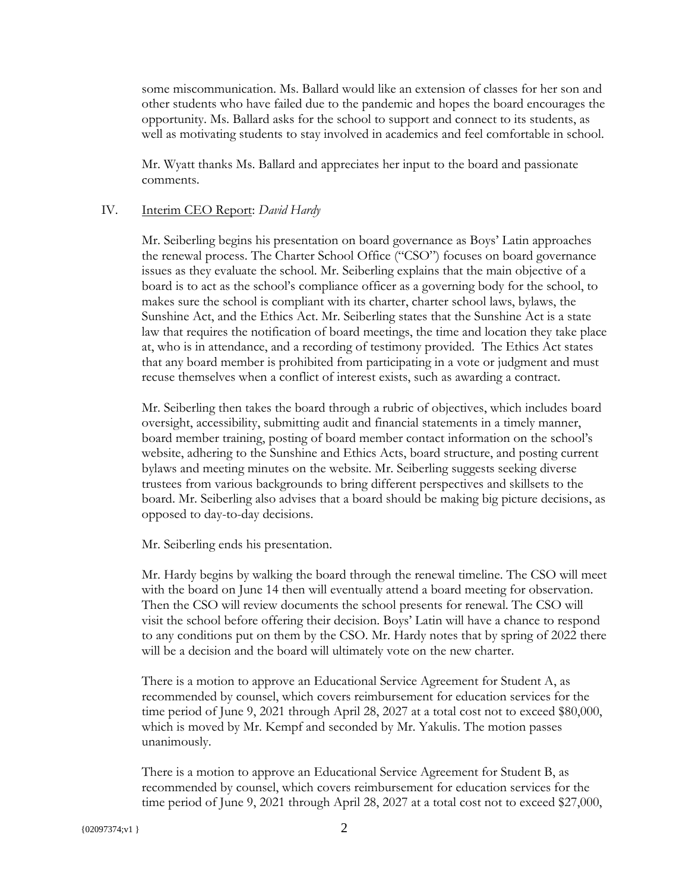some miscommunication. Ms. Ballard would like an extension of classes for her son and other students who have failed due to the pandemic and hopes the board encourages the opportunity. Ms. Ballard asks for the school to support and connect to its students, as well as motivating students to stay involved in academics and feel comfortable in school.

Mr. Wyatt thanks Ms. Ballard and appreciates her input to the board and passionate comments.

IV. Interim CEO Report: *David Hardy*

Mr. Seiberling begins his presentation on board governance as Boys' Latin approaches the renewal process. The Charter School Office ("CSO") focuses on board governance issues as they evaluate the school. Mr. Seiberling explains that the main objective of a board is to act as the school's compliance officer as a governing body for the school, to makes sure the school is compliant with its charter, charter school laws, bylaws, the Sunshine Act, and the Ethics Act. Mr. Seiberling states that the Sunshine Act is a state law that requires the notification of board meetings, the time and location they take place at, who is in attendance, and a recording of testimony provided. The Ethics Act states that any board member is prohibited from participating in a vote or judgment and must recuse themselves when a conflict of interest exists, such as awarding a contract.

Mr. Seiberling then takes the board through a rubric of objectives, which includes board oversight, accessibility, submitting audit and financial statements in a timely manner, board member training, posting of board member contact information on the school's website, adhering to the Sunshine and Ethics Acts, board structure, and posting current bylaws and meeting minutes on the website. Mr. Seiberling suggests seeking diverse trustees from various backgrounds to bring different perspectives and skillsets to the board. Mr. Seiberling also advises that a board should be making big picture decisions, as opposed to day-to-day decisions.

Mr. Seiberling ends his presentation.

Mr. Hardy begins by walking the board through the renewal timeline. The CSO will meet with the board on June 14 then will eventually attend a board meeting for observation. Then the CSO will review documents the school presents for renewal. The CSO will visit the school before offering their decision. Boys' Latin will have a chance to respond to any conditions put on them by the CSO. Mr. Hardy notes that by spring of 2022 there will be a decision and the board will ultimately vote on the new charter.

There is a motion to approve an Educational Service Agreement for Student A, as recommended by counsel, which covers reimbursement for education services for the time period of June 9, 2021 through April 28, 2027 at a total cost not to exceed $80,000, which is moved by Mr. Kempf and seconded by Mr. Yakulis. The motion passes unanimously.

There is a motion to approve an Educational Service Agreement for Student B, as recommended by counsel, which covers reimbursement for education services for the time period of June 9, 2021 through April 28, 2027 at a total cost not to exceed $27,000,

{02097374;v1 }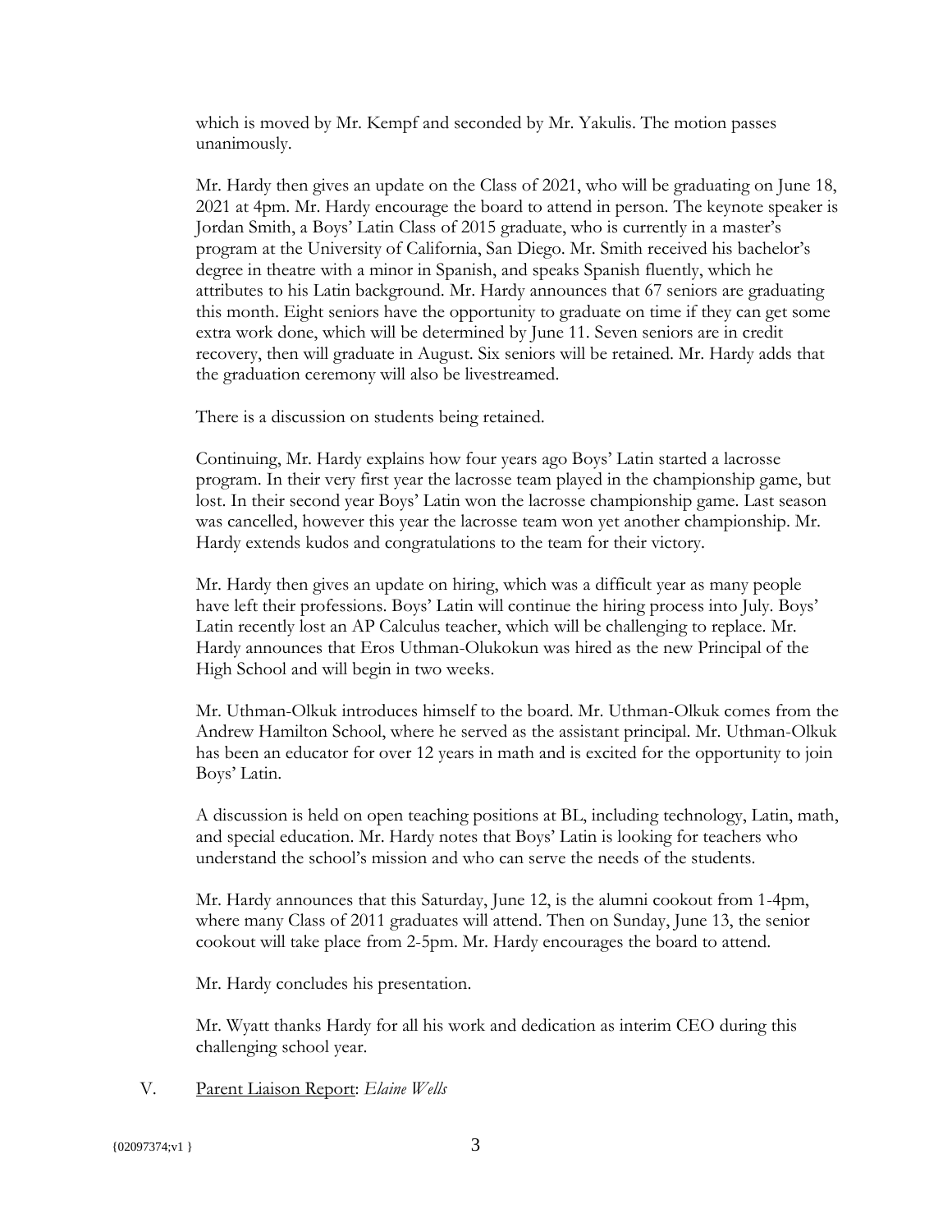which is moved by Mr. Kempf and seconded by Mr. Yakulis. The motion passes unanimously.

Mr. Hardy then gives an update on the Class of 2021, who will be graduating on June 18, 2021 at 4pm. Mr. Hardy encourage the board to attend in person. The keynote speaker is Jordan Smith, a Boys' Latin Class of 2015 graduate, who is currently in a master's program at the University of California, San Diego. Mr. Smith received his bachelor's degree in theatre with a minor in Spanish, and speaks Spanish fluently, which he attributes to his Latin background. Mr. Hardy announces that 67 seniors are graduating this month. Eight seniors have the opportunity to graduate on time if they can get some extra work done, which will be determined by June 11. Seven seniors are in credit recovery, then will graduate in August. Six seniors will be retained. Mr. Hardy adds that the graduation ceremony will also be livestreamed.

There is a discussion on students being retained.

Continuing, Mr. Hardy explains how four years ago Boys' Latin started a lacrosse program. In their very first year the lacrosse team played in the championship game, but lost. In their second year Boys' Latin won the lacrosse championship game. Last season was cancelled, however this year the lacrosse team won yet another championship. Mr. Hardy extends kudos and congratulations to the team for their victory.

Mr. Hardy then gives an update on hiring, which was a difficult year as many people have left their professions. Boys' Latin will continue the hiring process into July. Boys' Latin recently lost an AP Calculus teacher, which will be challenging to replace. Mr. Hardy announces that Eros Uthman-Olukokun was hired as the new Principal of the High School and will begin in two weeks.

Mr. Uthman-Olkuk introduces himself to the board. Mr. Uthman-Olkuk comes from the Andrew Hamilton School, where he served as the assistant principal. Mr. Uthman-Olkuk has been an educator for over 12 years in math and is excited for the opportunity to join Boys' Latin.

A discussion is held on open teaching positions at BL, including technology, Latin, math, and special education. Mr. Hardy notes that Boys' Latin is looking for teachers who understand the school's mission and who can serve the needs of the students.

Mr. Hardy announces that this Saturday, June 12, is the alumni cookout from 1-4pm, where many Class of 2011 graduates will attend. Then on Sunday, June 13, the senior cookout will take place from 2-5pm. Mr. Hardy encourages the board to attend.

Mr. Hardy concludes his presentation.

Mr. Wyatt thanks Hardy for all his work and dedication as interim CEO during this challenging school year.

V. Parent Liaison Report: *Elaine Wells*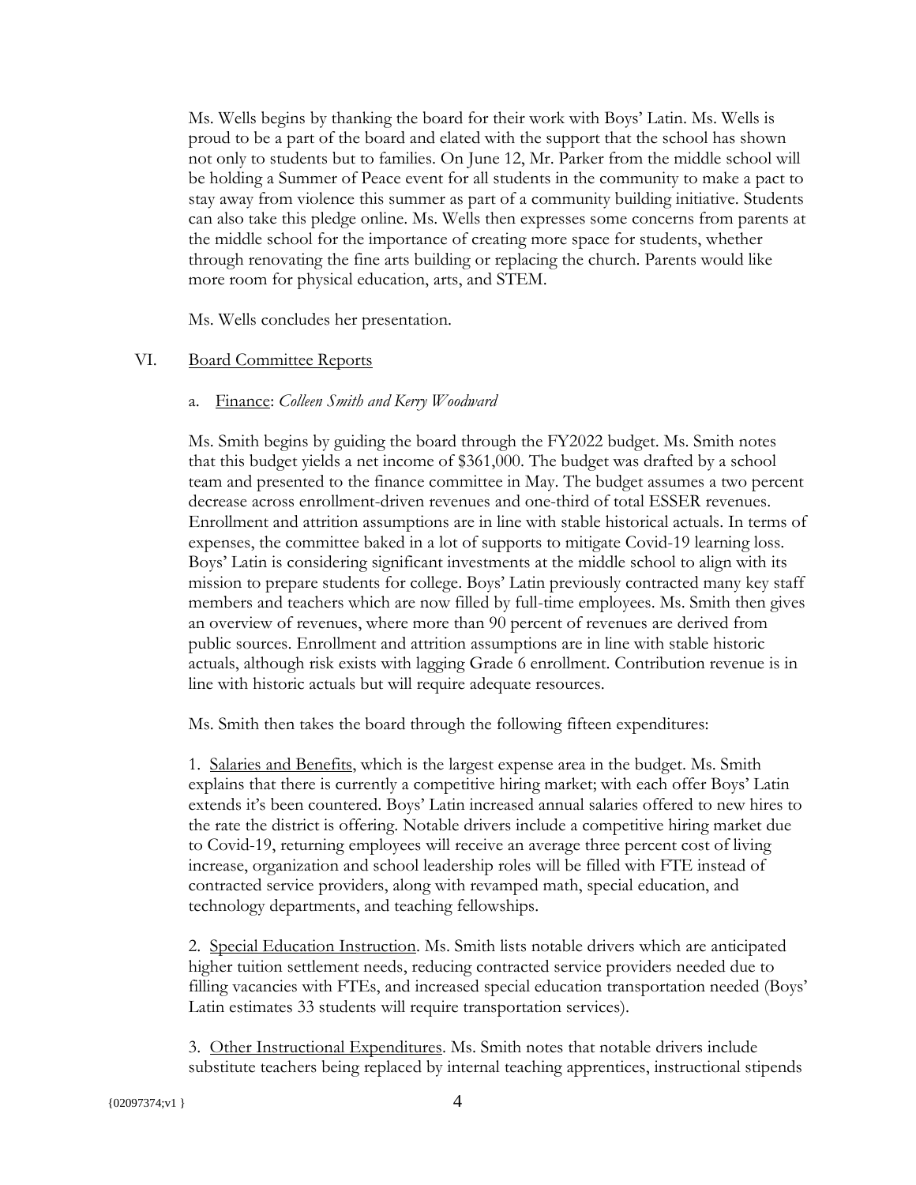Ms. Wells begins by thanking the board for their work with Boys' Latin. Ms. Wells is proud to be a part of the board and elated with the support that the school has shown not only to students but to families. On June 12, Mr. Parker from the middle school will be holding a Summer of Peace event for all students in the community to make a pact to stay away from violence this summer as part of a community building initiative. Students can also take this pledge online. Ms. Wells then expresses some concerns from parents at the middle school for the importance of creating more space for students, whether through renovating the fine arts building or replacing the church. Parents would like more room for physical education, arts, and STEM.

Ms. Wells concludes her presentation.

## VI. Board Committee Reports

### a. Finance: *Colleen Smith and Kerry Woodward*

Ms. Smith begins by guiding the board through the FY2022 budget. Ms. Smith notes that this budget yields a net income of $361,000. The budget was drafted by a school team and presented to the finance committee in May. The budget assumes a two percent decrease across enrollment-driven revenues and one-third of total ESSER revenues. Enrollment and attrition assumptions are in line with stable historical actuals. In terms of expenses, the committee baked in a lot of supports to mitigate Covid-19 learning loss. Boys' Latin is considering significant investments at the middle school to align with its mission to prepare students for college. Boys' Latin previously contracted many key staff members and teachers which are now filled by full-time employees. Ms. Smith then gives an overview of revenues, where more than 90 percent of revenues are derived from public sources. Enrollment and attrition assumptions are in line with stable historic actuals, although risk exists with lagging Grade 6 enrollment. Contribution revenue is in line with historic actuals but will require adequate resources.

Ms. Smith then takes the board through the following fifteen expenditures:

1. Salaries and Benefits, which is the largest expense area in the budget. Ms. Smith explains that there is currently a competitive hiring market; with each offer Boys' Latin extends it's been countered. Boys' Latin increased annual salaries offered to new hires to the rate the district is offering. Notable drivers include a competitive hiring market due to Covid-19, returning employees will receive an average three percent cost of living increase, organization and school leadership roles will be filled with FTE instead of contracted service providers, along with revamped math, special education, and technology departments, and teaching fellowships.

2. Special Education Instruction. Ms. Smith lists notable drivers which are anticipated higher tuition settlement needs, reducing contracted service providers needed due to filling vacancies with FTEs, and increased special education transportation needed (Boys' Latin estimates 33 students will require transportation services).

3. Other Instructional Expenditures. Ms. Smith notes that notable drivers include substitute teachers being replaced by internal teaching apprentices, instructional stipends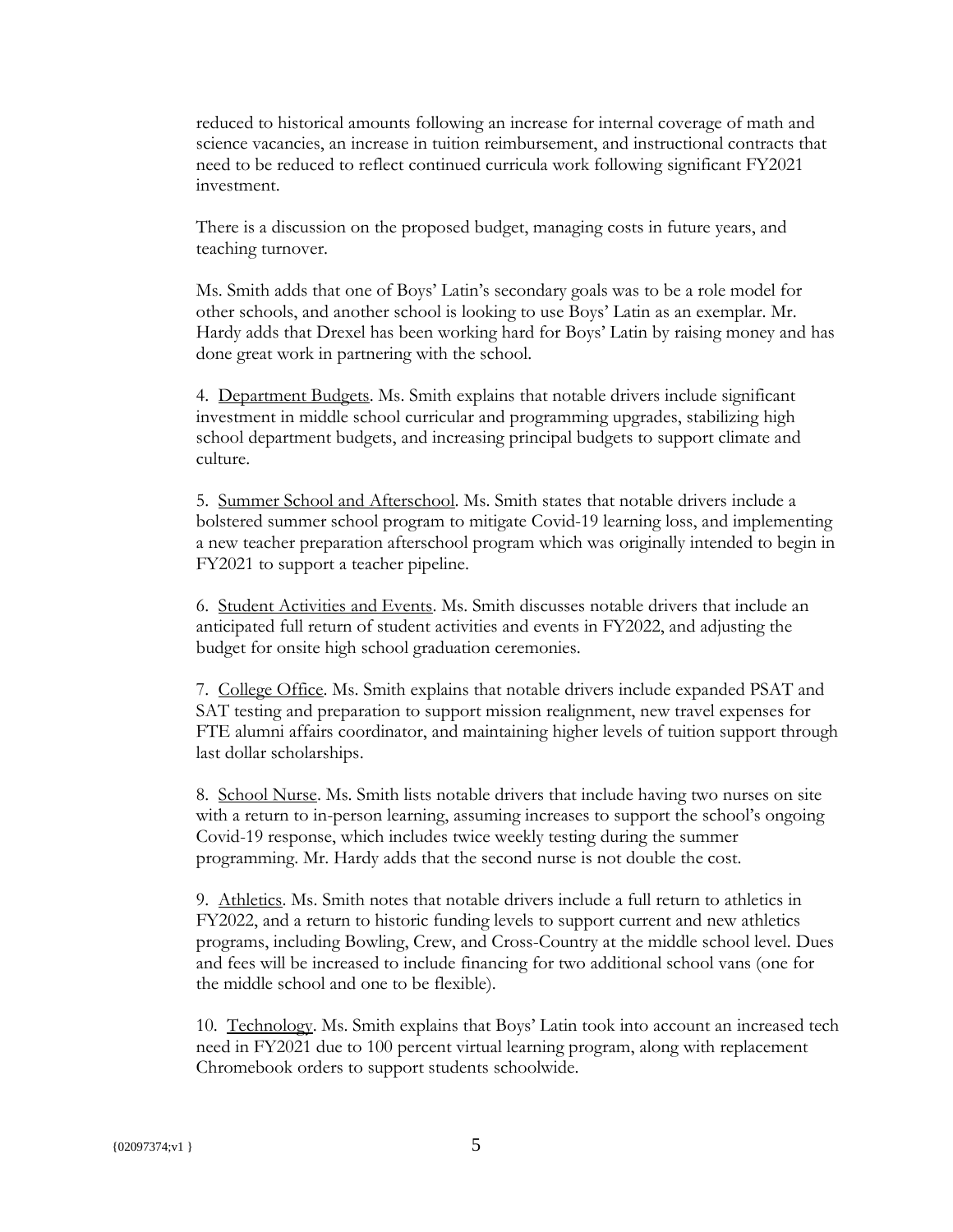reduced to historical amounts following an increase for internal coverage of math and science vacancies, an increase in tuition reimbursement, and instructional contracts that need to be reduced to reflect continued curricula work following significant FY2021 investment.

There is a discussion on the proposed budget, managing costs in future years, and teaching turnover.

Ms. Smith adds that one of Boys' Latin's secondary goals was to be a role model for other schools, and another school is looking to use Boys' Latin as an exemplar. Mr. Hardy adds that Drexel has been working hard for Boys' Latin by raising money and has done great work in partnering with the school.

4. Department Budgets. Ms. Smith explains that notable drivers include significant investment in middle school curricular and programming upgrades, stabilizing high school department budgets, and increasing principal budgets to support climate and culture.

5. Summer School and Afterschool. Ms. Smith states that notable drivers include a bolstered summer school program to mitigate Covid-19 learning loss, and implementing a new teacher preparation afterschool program which was originally intended to begin in FY2021 to support a teacher pipeline.

6. Student Activities and Events. Ms. Smith discusses notable drivers that include an anticipated full return of student activities and events in FY2022, and adjusting the budget for onsite high school graduation ceremonies.

7. College Office. Ms. Smith explains that notable drivers include expanded PSAT and SAT testing and preparation to support mission realignment, new travel expenses for FTE alumni affairs coordinator, and maintaining higher levels of tuition support through last dollar scholarships.

8. School Nurse. Ms. Smith lists notable drivers that include having two nurses on site with a return to in-person learning, assuming increases to support the school's ongoing Covid-19 response, which includes twice weekly testing during the summer programming. Mr. Hardy adds that the second nurse is not double the cost.

9. Athletics. Ms. Smith notes that notable drivers include a full return to athletics in FY2022, and a return to historic funding levels to support current and new athletics programs, including Bowling, Crew, and Cross-Country at the middle school level. Dues and fees will be increased to include financing for two additional school vans (one for the middle school and one to be flexible).

10. Technology. Ms. Smith explains that Boys' Latin took into account an increased tech need in FY2021 due to 100 percent virtual learning program, along with replacement Chromebook orders to support students schoolwide.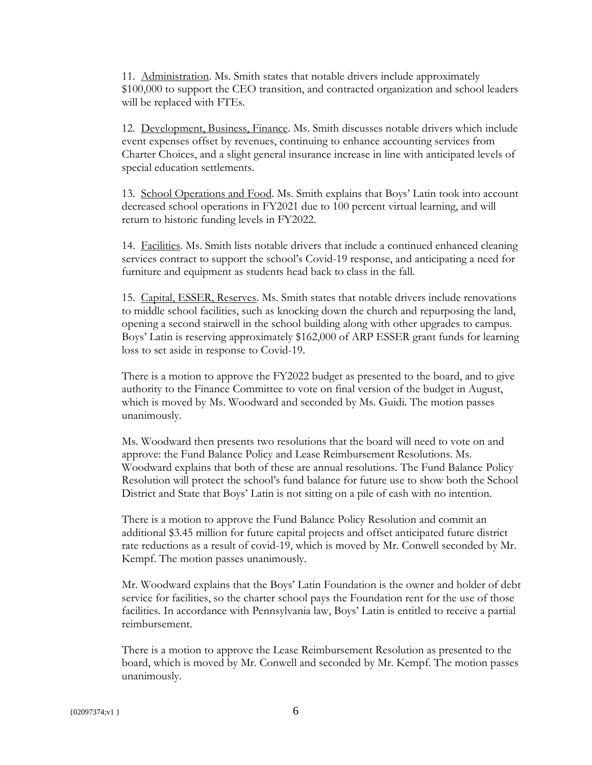11. Administration. Ms. Smith states that notable drivers include approximately $100,000 to support the CEO transition, and contracted organization and school leaders will be replaced with FTEs.

12. Development, Business, Finance. Ms. Smith discusses notable drivers which include event expenses offset by revenues, continuing to enhance accounting services from Charter Choices, and a slight general insurance increase in line with anticipated levels of special education settlements.

13. School Operations and Food. Ms. Smith explains that Boys' Latin took into account decreased school operations in FY2021 due to 100 percent virtual learning, and will return to historic funding levels in FY2022.

14. Facilities. Ms. Smith lists notable drivers that include a continued enhanced cleaning services contract to support the school's Covid-19 response, and anticipating a need for furniture and equipment as students head back to class in the fall.

15. Capital, ESSER, Reserves. Ms. Smith states that notable drivers include renovations to middle school facilities, such as knocking down the church and repurposing the land, opening a second stairwell in the school building along with other upgrades to campus. Boys' Latin is reserving approximately $162,000 of ARP ESSER grant funds for learning loss to set aside in response to Covid-19.

There is a motion to approve the FY2022 budget as presented to the board, and to give authority to the Finance Committee to vote on final version of the budget in August, which is moved by Ms. Woodward and seconded by Ms. Guidi. The motion passes unanimously.

Ms. Woodward then presents two resolutions that the board will need to vote on and approve: the Fund Balance Policy and Lease Reimbursement Resolutions. Ms. Woodward explains that both of these are annual resolutions. The Fund Balance Policy Resolution will protect the school's fund balance for future use to show both the School District and State that Boys' Latin is not sitting on a pile of cash with no intention.

There is a motion to approve the Fund Balance Policy Resolution and commit an additional $3.45 million for future capital projects and offset anticipated future district rate reductions as a result of covid-19, which is moved by Mr. Conwell seconded by Mr. Kempf. The motion passes unanimously.

Mr. Woodward explains that the Boys' Latin Foundation is the owner and holder of debt service for facilities, so the charter school pays the Foundation rent for the use of those facilities. In accordance with Pennsylvania law, Boys' Latin is entitled to receive a partial reimbursement.

There is a motion to approve the Lease Reimbursement Resolution as presented to the board, which is moved by Mr. Conwell and seconded by Mr. Kempf. The motion passes unanimously.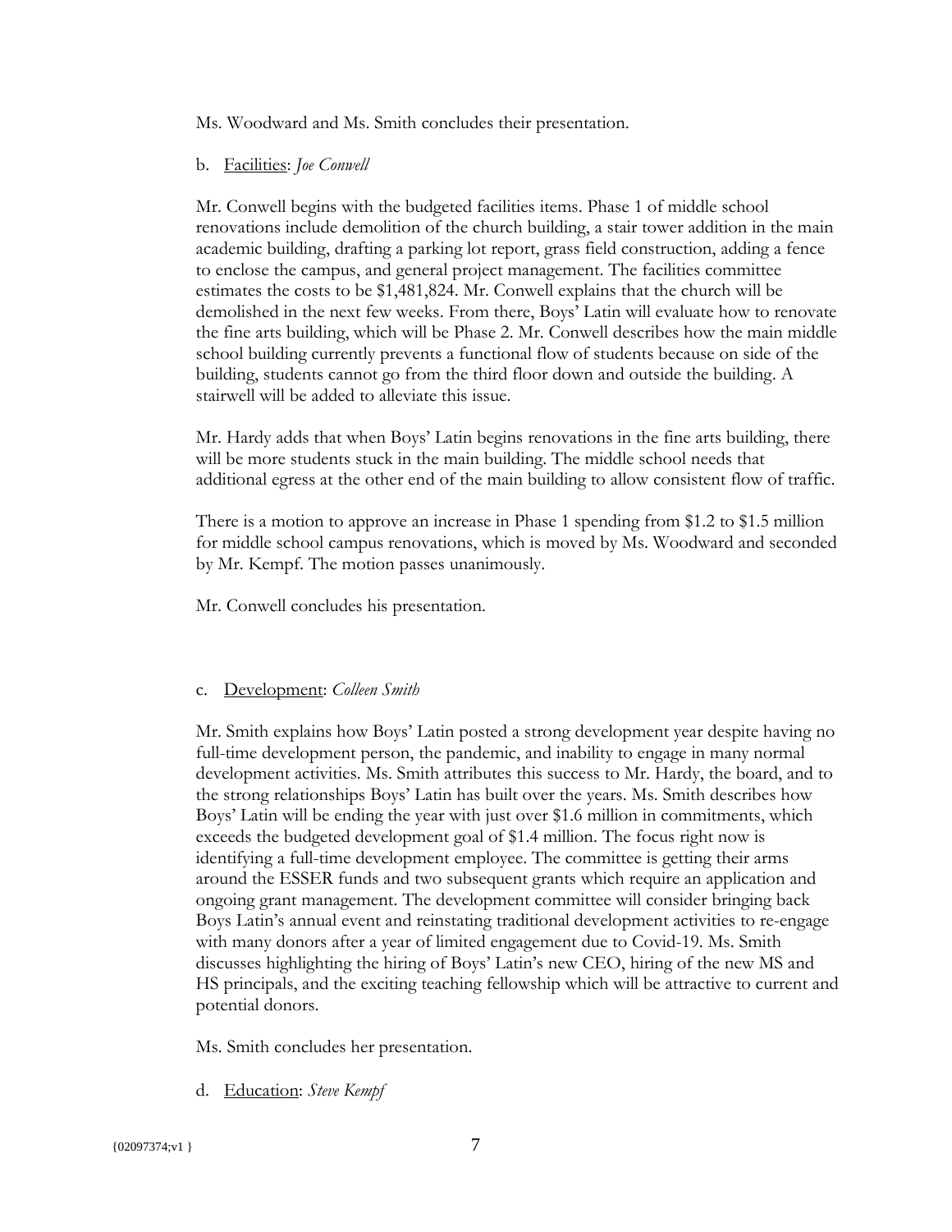Ms. Woodward and Ms. Smith concludes their presentation.

b. Facilities: *Joe Conwell*

Mr. Conwell begins with the budgeted facilities items. Phase 1 of middle school renovations include demolition of the church building, a stair tower addition in the main academic building, drafting a parking lot report, grass field construction, adding a fence to enclose the campus, and general project management. The facilities committee estimates the costs to be $1,481,824. Mr. Conwell explains that the church will be demolished in the next few weeks. From there, Boys' Latin will evaluate how to renovate the fine arts building, which will be Phase 2. Mr. Conwell describes how the main middle school building currently prevents a functional flow of students because on side of the building, students cannot go from the third floor down and outside the building. A stairwell will be added to alleviate this issue.

Mr. Hardy adds that when Boys' Latin begins renovations in the fine arts building, there will be more students stuck in the main building. The middle school needs that additional egress at the other end of the main building to allow consistent flow of traffic.

There is a motion to approve an increase in Phase 1 spending from $1.2 to $1.5 million for middle school campus renovations, which is moved by Ms. Woodward and seconded by Mr. Kempf. The motion passes unanimously.

Mr. Conwell concludes his presentation.

c. Development: *Colleen Smith*

Mr. Smith explains how Boys' Latin posted a strong development year despite having no full-time development person, the pandemic, and inability to engage in many normal development activities. Ms. Smith attributes this success to Mr. Hardy, the board, and to the strong relationships Boys' Latin has built over the years. Ms. Smith describes how Boys' Latin will be ending the year with just over $1.6 million in commitments, which exceeds the budgeted development goal of $1.4 million. The focus right now is identifying a full-time development employee. The committee is getting their arms around the ESSER funds and two subsequent grants which require an application and ongoing grant management. The development committee will consider bringing back Boys Latin's annual event and reinstating traditional development activities to re-engage with many donors after a year of limited engagement due to Covid-19. Ms. Smith discusses highlighting the hiring of Boys' Latin's new CEO, hiring of the new MS and HS principals, and the exciting teaching fellowship which will be attractive to current and potential donors.

Ms. Smith concludes her presentation.

d. Education: *Steve Kempf*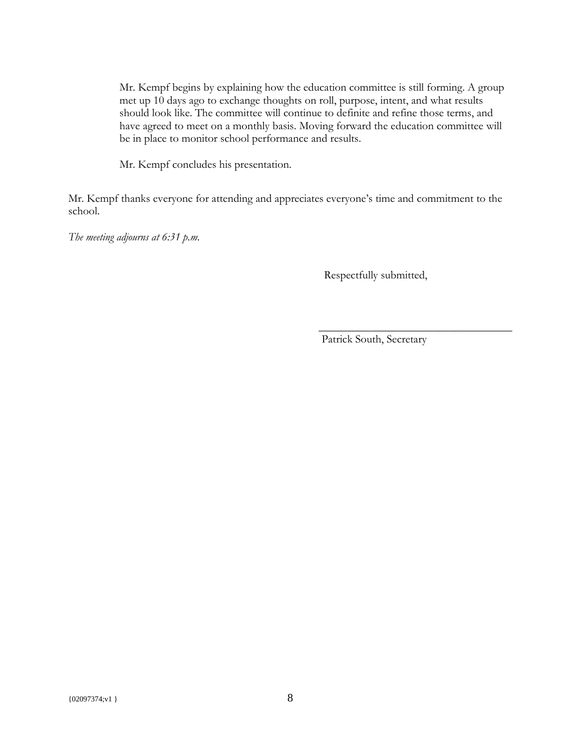Mr. Kempf begins by explaining how the education committee is still forming. A group met up 10 days ago to exchange thoughts on roll, purpose, intent, and what results should look like. The committee will continue to definite and refine those terms, and have agreed to meet on a monthly basis. Moving forward the education committee will be in place to monitor school performance and results.

Mr. Kempf concludes his presentation.

Mr. Kempf thanks everyone for attending and appreciates everyone's time and commitment to the school.

*The meeting adjourns at 6:31 p.m.*

Respectfully submitted,

\_\_\_\_\_\_\_\_\_\_\_\_\_\_\_\_\_\_\_\_\_\_\_\_\_\_\_\_\_\_\_\_\_\_\_\_

Patrick South, Secretary

{02097374;v1 }